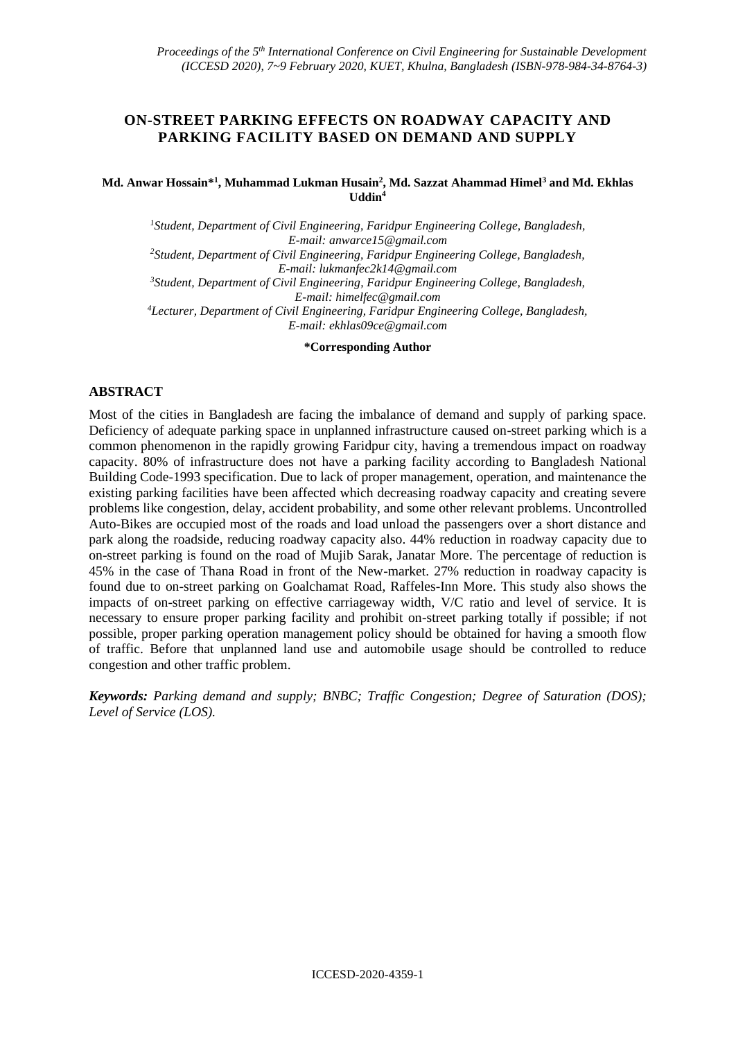# ON-STREET PARKING EFFECTS ON ROADWAY CAPACITY AND PARKING FACILITY BASED ON DEMAND AND SUPPLY

**Md. Anwar Hossain*[1], Muhammad Lukman Husain[2], Md. Sazzat Ahammad Himel[3] and Md. Ekhlas Uddin[4]**

*[1]Student, Department of Civil Engineering, Faridpur Engineering College, Bangladesh, E-mail: anwarce15@gmail.com*
*[2]Student, Department of Civil Engineering, Faridpur Engineering College, Bangladesh, E-mail: lukmanfec2k14@gmail.com*
*[3]Student, Department of Civil Engineering, Faridpur Engineering College, Bangladesh, E-mail: himelfec@gmail.com*
*[4]Lecturer, Department of Civil Engineering, Faridpur Engineering College, Bangladesh, E-mail: ekhlas09ce@gmail.com*

**\*Corresponding Author**

## ABSTRACT

Most of the cities in Bangladesh are facing the imbalance of demand and supply of parking space. Deficiency of adequate parking space in unplanned infrastructure caused on-street parking which is a common phenomenon in the rapidly growing Faridpur city, having a tremendous impact on roadway capacity. 80% of infrastructure does not have a parking facility according to Bangladesh National Building Code-1993 specification. Due to lack of proper management, operation, and maintenance the existing parking facilities have been affected which decreasing roadway capacity and creating severe problems like congestion, delay, accident probability, and some other relevant problems. Uncontrolled Auto-Bikes are occupied most of the roads and load unload the passengers over a short distance and park along the roadside, reducing roadway capacity also. 44% reduction in roadway capacity due to on-street parking is found on the road of Mujib Sarak, Janatar More. The percentage of reduction is 45% in the case of Thana Road in front of the New-market. 27% reduction in roadway capacity is found due to on-street parking on Goalchamat Road, Raffeles-Inn More. This study also shows the impacts of on-street parking on effective carriageway width, V/C ratio and level of service. It is necessary to ensure proper parking facility and prohibit on-street parking totally if possible; if not possible, proper parking operation management policy should be obtained for having a smooth flow of traffic. Before that unplanned land use and automobile usage should be controlled to reduce congestion and other traffic problem.

***Keywords:*** *Parking demand and supply; BNBC; Traffic Congestion; Degree of Saturation (DOS); Level of Service (LOS).*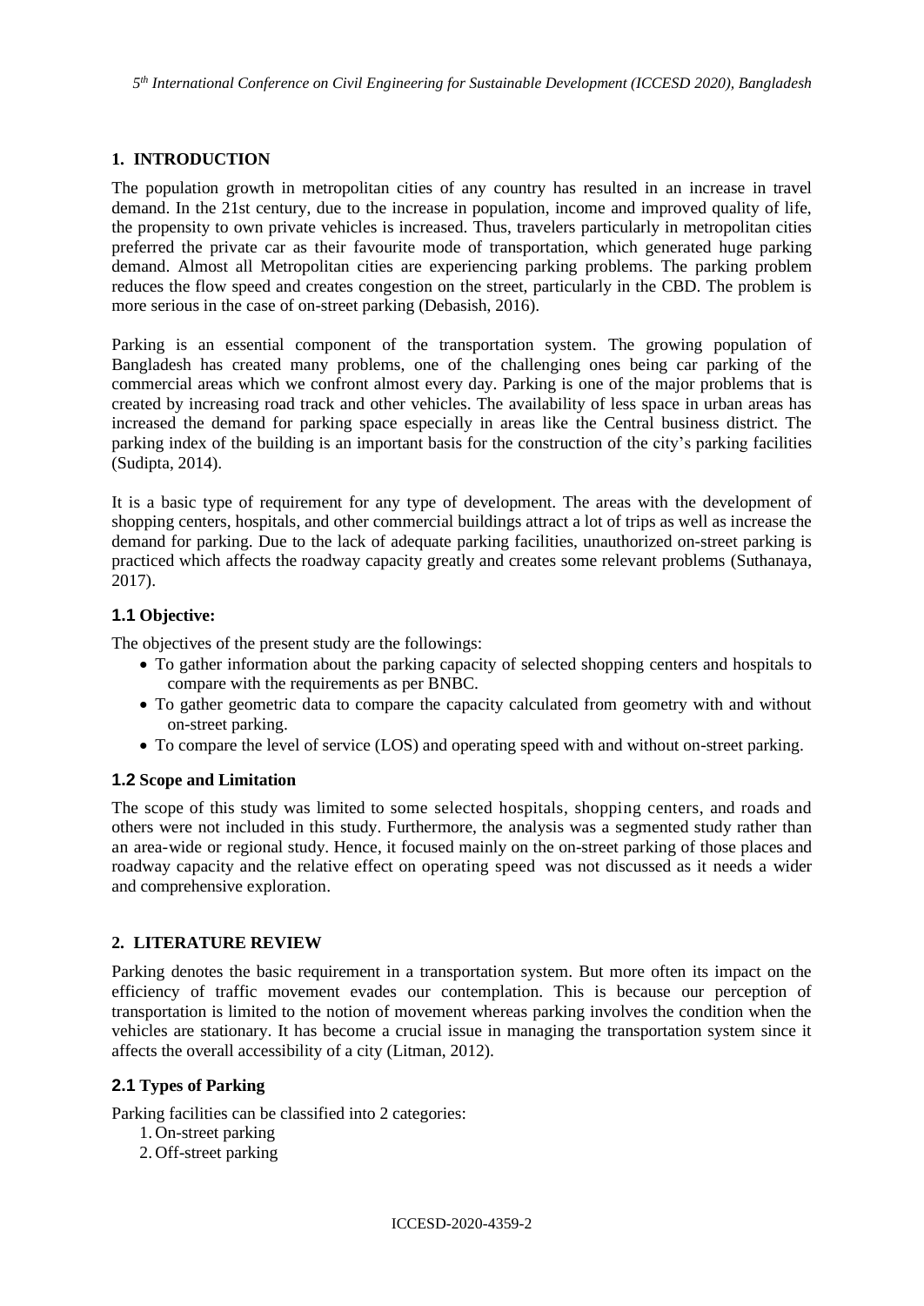## 1. INTRODUCTION

The population growth in metropolitan cities of any country has resulted in an increase in travel demand. In the 21st century, due to the increase in population, income and improved quality of life, the propensity to own private vehicles is increased. Thus, travelers particularly in metropolitan cities preferred the private car as their favourite mode of transportation, which generated huge parking demand. Almost all Metropolitan cities are experiencing parking problems. The parking problem reduces the flow speed and creates congestion on the street, particularly in the CBD. The problem is more serious in the case of on-street parking (Debasish, 2016).

Parking is an essential component of the transportation system. The growing population of Bangladesh has created many problems, one of the challenging ones being car parking of the commercial areas which we confront almost every day. Parking is one of the major problems that is created by increasing road track and other vehicles. The availability of less space in urban areas has increased the demand for parking space especially in areas like the Central business district. The parking index of the building is an important basis for the construction of the city's parking facilities (Sudipta, 2014).

It is a basic type of requirement for any type of development. The areas with the development of shopping centers, hospitals, and other commercial buildings attract a lot of trips as well as increase the demand for parking. Due to the lack of adequate parking facilities, unauthorized on-street parking is practiced which affects the roadway capacity greatly and creates some relevant problems (Suthanaya, 2017).

### 1.1 Objective:

The objectives of the present study are the followings:

- To gather information about the parking capacity of selected shopping centers and hospitals to compare with the requirements as per BNBC.
- To gather geometric data to compare the capacity calculated from geometry with and without on-street parking.
- To compare the level of service (LOS) and operating speed with and without on-street parking.

### 1.2 Scope and Limitation

The scope of this study was limited to some selected hospitals, shopping centers, and roads and others were not included in this study. Furthermore, the analysis was a segmented study rather than an area-wide or regional study. Hence, it focused mainly on the on-street parking of those places and roadway capacity and the relative effect on operating speed was not discussed as it needs a wider and comprehensive exploration.

## 2. LITERATURE REVIEW

Parking denotes the basic requirement in a transportation system. But more often its impact on the efficiency of traffic movement evades our contemplation. This is because our perception of transportation is limited to the notion of movement whereas parking involves the condition when the vehicles are stationary. It has become a crucial issue in managing the transportation system since it affects the overall accessibility of a city (Litman, 2012).

### 2.1 Types of Parking

Parking facilities can be classified into 2 categories:

1. On-street parking
2. Off-street parking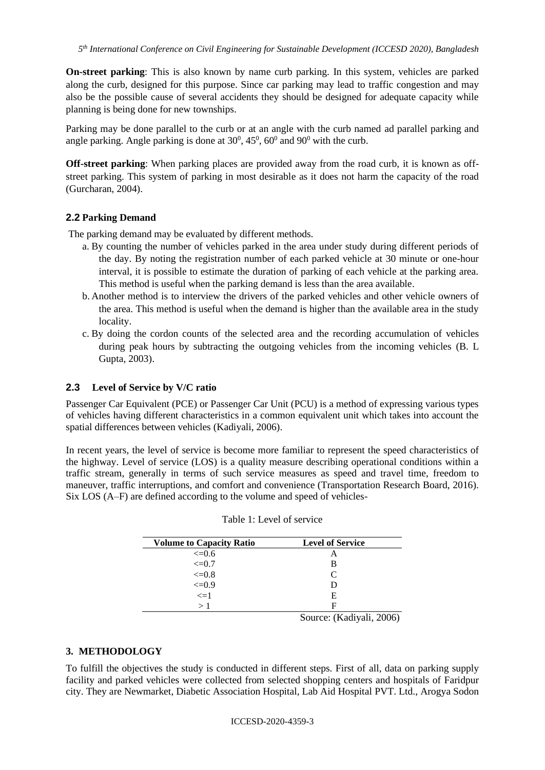**On-street parking**: This is also known by name curb parking. In this system, vehicles are parked along the curb, designed for this purpose. Since car parking may lead to traffic congestion and may also be the possible cause of several accidents they should be designed for adequate capacity while planning is being done for new townships.

Parking may be done parallel to the curb or at an angle with the curb named ad parallel parking and angle parking. Angle parking is done at $30^0$, $45^0$, $60^0$ and $90^0$ with the curb.

**Off-street parking**: When parking places are provided away from the road curb, it is known as off-street parking. This system of parking in most desirable as it does not harm the capacity of the road (Gurcharan, 2004).

## 2.2 Parking Demand

The parking demand may be evaluated by different methods.

a. By counting the number of vehicles parked in the area under study during different periods of the day. By noting the registration number of each parked vehicle at 30 minute or one-hour interval, it is possible to estimate the duration of parking of each vehicle at the parking area. This method is useful when the parking demand is less than the area available.
b. Another method is to interview the drivers of the parked vehicles and other vehicle owners of the area. This method is useful when the demand is higher than the available area in the study locality.
c. By doing the cordon counts of the selected area and the recording accumulation of vehicles during peak hours by subtracting the outgoing vehicles from the incoming vehicles (B. L Gupta, 2003).

## 2.3 Level of Service by V/C ratio

Passenger Car Equivalent (PCE) or Passenger Car Unit (PCU) is a method of expressing various types of vehicles having different characteristics in a common equivalent unit which takes into account the spatial differences between vehicles (Kadiyali, 2006).

In recent years, the level of service is become more familiar to represent the speed characteristics of the highway. Level of service (LOS) is a quality measure describing operational conditions within a traffic stream, generally in terms of such service measures as speed and travel time, freedom to maneuver, traffic interruptions, and comfort and convenience (Transportation Research Board, 2016). Six LOS (A–F) are defined according to the volume and speed of vehicles-

Table 1: Level of service

| Volume to Capacity Ratio | Level of Service |
|---|---|
| <=0.6 | A |
| <=0.7 | B |
| <=0.8 | C |
| <=0.9 | D |
| <=1 | E |
| > 1 | F |

Source: (Kadiyali, 2006)

# 3. METHODOLOGY

To fulfill the objectives the study is conducted in different steps. First of all, data on parking supply facility and parked vehicles were collected from selected shopping centers and hospitals of Faridpur city. They are Newmarket, Diabetic Association Hospital, Lab Aid Hospital PVT. Ltd., Arogya Sodon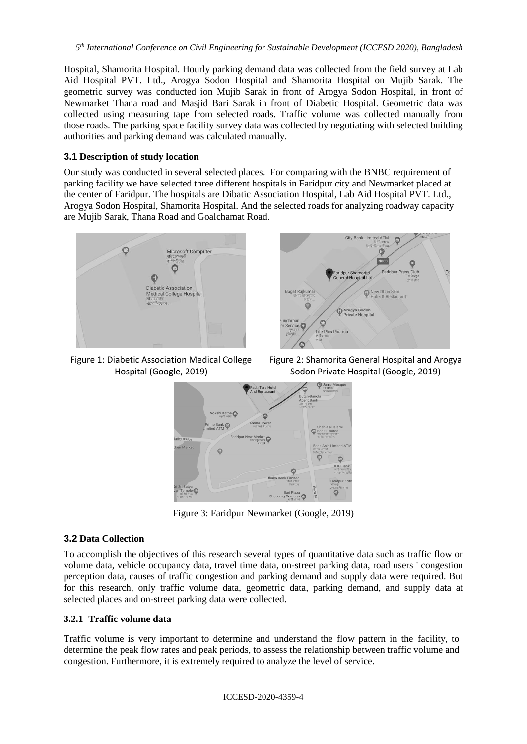Hospital, Shamorita Hospital. Hourly parking demand data was collected from the field survey at Lab Aid Hospital PVT. Ltd., Arogya Sodon Hospital and Shamorita Hospital on Mujib Sarak. The geometric survey was conducted ion Mujib Sarak in front of Arogya Sodon Hospital, in front of Newmarket Thana road and Masjid Bari Sarak in front of Diabetic Hospital. Geometric data was collected using measuring tape from selected roads. Traffic volume was collected manually from those roads. The parking space facility survey data was collected by negotiating with selected building authorities and parking demand was calculated manually.

### 3.1 Description of study location

Our study was conducted in several selected places. For comparing with the BNBC requirement of parking facility we have selected three different hospitals in Faridpur city and Newmarket placed at the center of Faridpur. The hospitals are Dibatic Association Hospital, Lab Aid Hospital PVT. Ltd., Arogya Sodon Hospital, Shamorita Hospital. And the selected roads for analyzing roadway capacity are Mujib Sarak, Thana Road and Goalchamat Road.

Figure 1: Diabetic Association Medical College Hospital (Google, 2019)

Figure 2: Shamorita General Hospital and Arogya Sodon Private Hospital (Google, 2019)

Figure 3: Faridpur Newmarket (Google, 2019)

### 3.2 Data Collection

To accomplish the objectives of this research several types of quantitative data such as traffic flow or volume data, vehicle occupancy data, travel time data, on-street parking data, road users ' congestion perception data, causes of traffic congestion and parking demand and supply data were required. But for this research, only traffic volume data, geometric data, parking demand, and supply data at selected places and on-street parking data were collected.

#### 3.2.1 Traffic volume data

Traffic volume is very important to determine and understand the flow pattern in the facility, to determine the peak flow rates and peak periods, to assess the relationship between traffic volume and congestion. Furthermore, it is extremely required to analyze the level of service.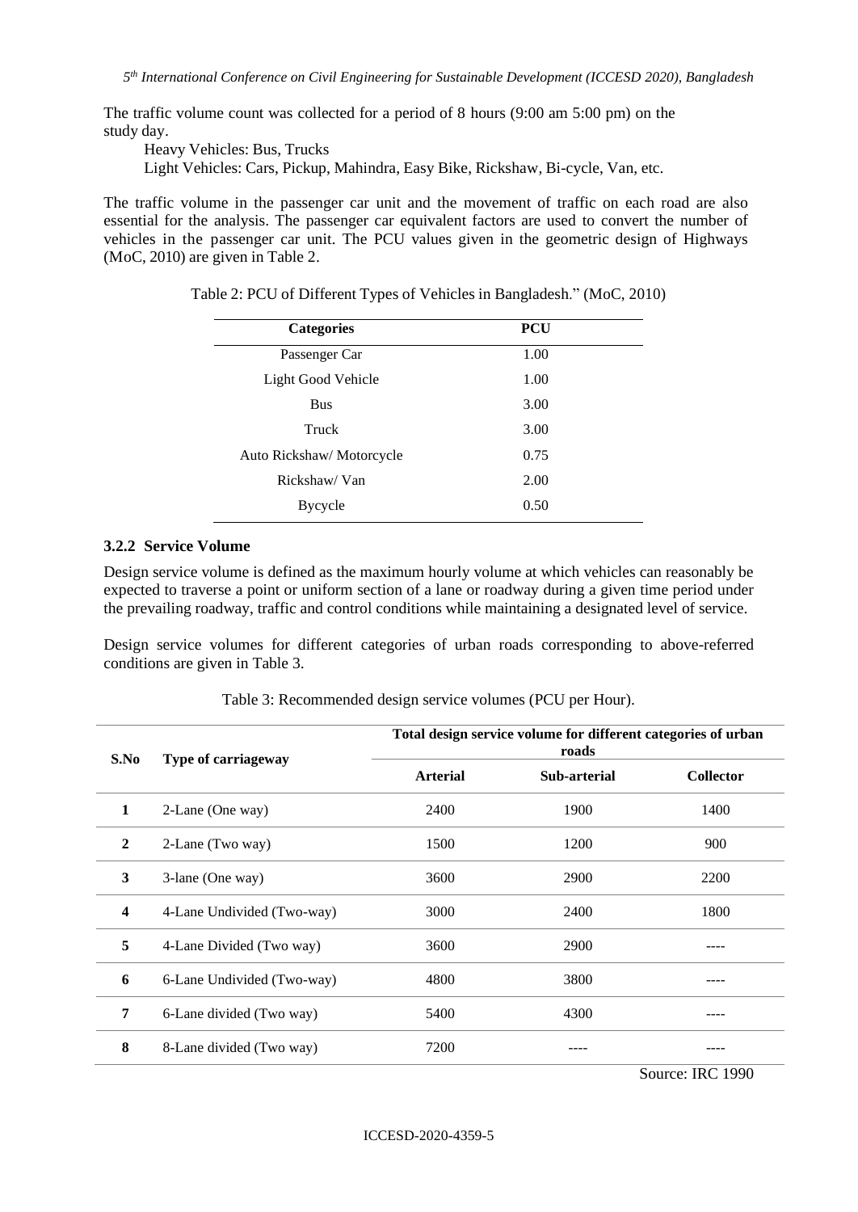The traffic volume count was collected for a period of 8 hours (9:00 am 5:00 pm) on the study day.

Heavy Vehicles: Bus, Trucks

Light Vehicles: Cars, Pickup, Mahindra, Easy Bike, Rickshaw, Bi-cycle, Van, etc.

The traffic volume in the passenger car unit and the movement of traffic on each road are also essential for the analysis. The passenger car equivalent factors are used to convert the number of vehicles in the passenger car unit. The PCU values given in the geometric design of Highways (MoC, 2010) are given in Table 2.

Table 2: PCU of Different Types of Vehicles in Bangladesh." (MoC, 2010)

| Categories | PCU |
|---|---|
| Passenger Car | 1.00 |
| Light Good Vehicle | 1.00 |
| Bus | 3.00 |
| Truck | 3.00 |
| Auto Rickshaw/ Motorcycle | 0.75 |
| Rickshaw/ Van | 2.00 |
| Bycycle | 0.50 |

### 3.2.2 Service Volume

Design service volume is defined as the maximum hourly volume at which vehicles can reasonably be expected to traverse a point or uniform section of a lane or roadway during a given time period under the prevailing roadway, traffic and control conditions while maintaining a designated level of service.

Design service volumes for different categories of urban roads corresponding to above-referred conditions are given in Table 3.

Table 3: Recommended design service volumes (PCU per Hour).

| S.No | Type of carriageway | Total design service volume for different categories of urban roads | | |
|---|---|---|---|---|
| | | **Arterial** | **Sub-arterial** | **Collector** |
| **1** | 2-Lane (One way) | 2400 | 1900 | 1400 |
| **2** | 2-Lane (Two way) | 1500 | 1200 | 900 |
| **3** | 3-lane (One way) | 3600 | 2900 | 2200 |
| **4** | 4-Lane Undivided (Two-way) | 3000 | 2400 | 1800 |
| **5** | 4-Lane Divided (Two way) | 3600 | 2900 | ---- |
| **6** | 6-Lane Undivided (Two-way) | 4800 | 3800 | ---- |
| **7** | 6-Lane divided (Two way) | 5400 | 4300 | ---- |
| **8** | 8-Lane divided (Two way) | 7200 | ---- | ---- |

Source: IRC 1990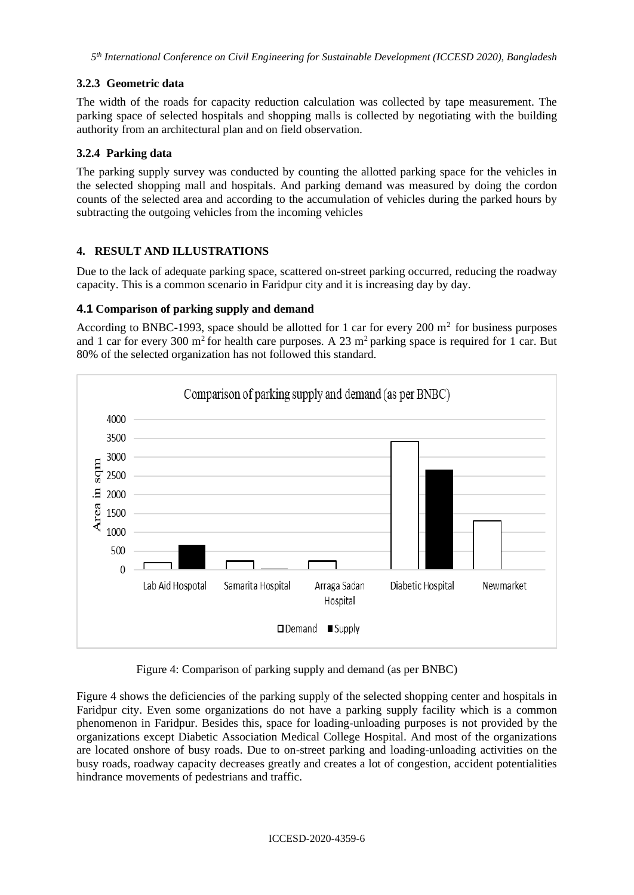### 3.2.3 Geometric data

The width of the roads for capacity reduction calculation was collected by tape measurement. The parking space of selected hospitals and shopping malls is collected by negotiating with the building authority from an architectural plan and on field observation.

### 3.2.4 Parking data

The parking supply survey was conducted by counting the allotted parking space for the vehicles in the selected shopping mall and hospitals. And parking demand was measured by doing the cordon counts of the selected area and according to the accumulation of vehicles during the parked hours by subtracting the outgoing vehicles from the incoming vehicles

## 4. RESULT AND ILLUSTRATIONS

Due to the lack of adequate parking space, scattered on-street parking occurred, reducing the roadway capacity. This is a common scenario in Faridpur city and it is increasing day by day.

### 4.1 Comparison of parking supply and demand

According to BNBC-1993, space should be allotted for 1 car for every 200 $m^2$ for business purposes and 1 car for every 300 $m^2$ for health care purposes. A 23 $m^2$ parking space is required for 1 car. But 80% of the selected organization has not followed this standard.

Figure 4: Comparison of parking supply and demand (as per BNBC)

Figure 4 shows the deficiencies of the parking supply of the selected shopping center and hospitals in Faridpur city. Even some organizations do not have a parking supply facility which is a common phenomenon in Faridpur. Besides this, space for loading-unloading purposes is not provided by the organizations except Diabetic Association Medical College Hospital. And most of the organizations are located onshore of busy roads. Due to on-street parking and loading-unloading activities on the busy roads, roadway capacity decreases greatly and creates a lot of congestion, accident potentialities hindrance movements of pedestrians and traffic.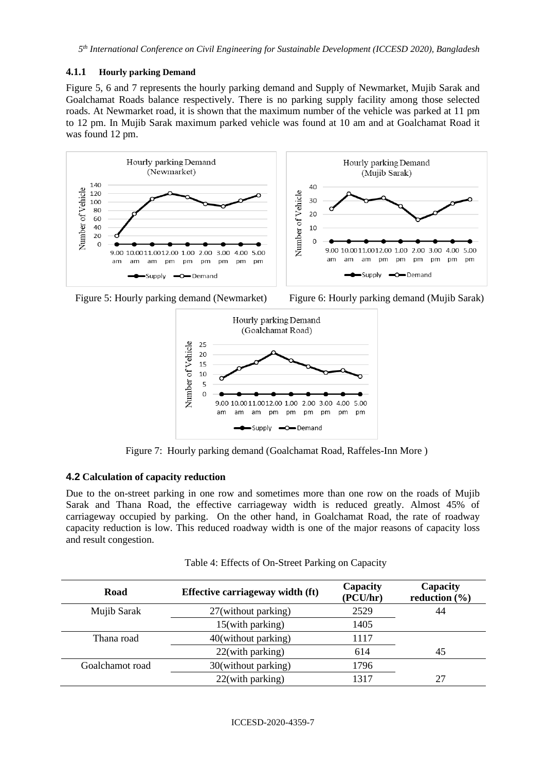#### 4.1.1 Hourly parking Demand

Figure 5, 6 and 7 represents the hourly parking demand and Supply of Newmarket, Mujib Sarak and Goalchamat Roads balance respectively. There is no parking supply facility among those selected roads. At Newmarket road, it is shown that the maximum number of the vehicle was parked at 11 pm to 12 pm. In Mujib Sarak maximum parked vehicle was found at 10 am and at Goalchamat Road it was found 12 pm.

Figure 5: Hourly parking demand (Newmarket)

Figure 6: Hourly parking demand (Mujib Sarak)

Figure 7: Hourly parking demand (Goalchamat Road, Raffeles-Inn More )

### 4.2 Calculation of capacity reduction

Due to the on-street parking in one row and sometimes more than one row on the roads of Mujib Sarak and Thana Road, the effective carriageway width is reduced greatly. Almost 45% of carriageway occupied by parking. On the other hand, in Goalchamat Road, the rate of roadway capacity reduction is low. This reduced roadway width is one of the major reasons of capacity loss and result congestion.

Table 4: Effects of On-Street Parking on Capacity

| Road | Effective carriageway width (ft) | Capacity (PCU/hr) | Capacity reduction (%) |
|---|---|---|---|
| Mujib Sarak | 27(without parking) | 2529 | 44 |
| | 15(with parking) | 1405 | |
| Thana road | 40(without parking) | 1117 | |
| | 22(with parking) | 614 | 45 |
| Goalchamot road | 30(without parking) | 1796 | |
| | 22(with parking) | 1317 | 27 |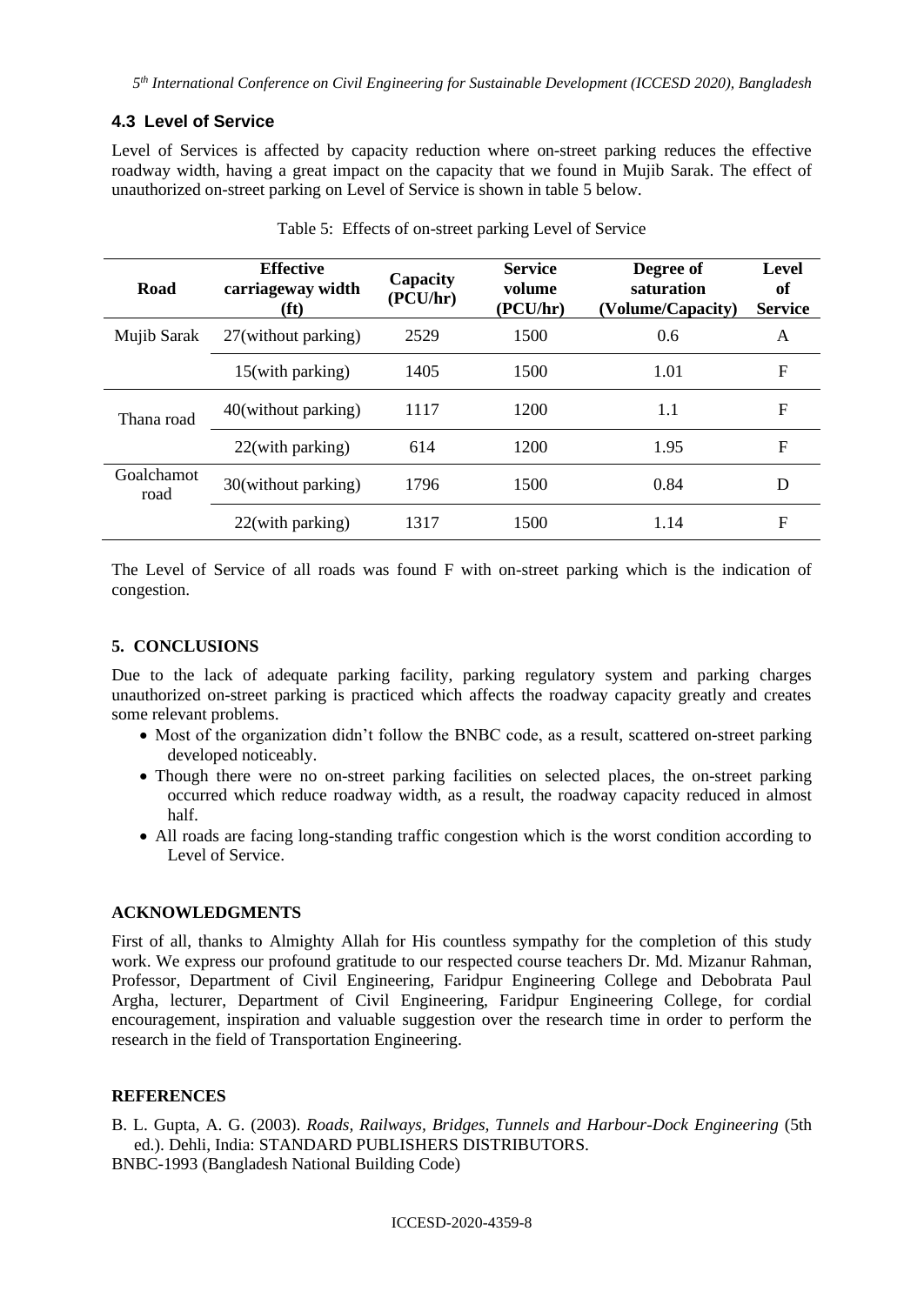### 4.3 Level of Service

Level of Services is affected by capacity reduction where on-street parking reduces the effective roadway width, having a great impact on the capacity that we found in Mujib Sarak. The effect of unauthorized on-street parking on Level of Service is shown in table 5 below.

Table 5: Effects of on-street parking Level of Service

| Road | Effective carriageway width (ft) | Capacity (PCU/hr) | Service volume (PCU/hr) | Degree of saturation (Volume/Capacity) | Level of Service |
|---|---|---|---|---|---|
| Mujib Sarak | 27(without parking) | 2529 | 1500 | 0.6 | A |
| | 15(with parking) | 1405 | 1500 | 1.01 | F |
| Thana road | 40(without parking) | 1117 | 1200 | 1.1 | F |
| | 22(with parking) | 614 | 1200 | 1.95 | F |
| Goalchamot road | 30(without parking) | 1796 | 1500 | 0.84 | D |
| | 22(with parking) | 1317 | 1500 | 1.14 | F |

The Level of Service of all roads was found F with on-street parking which is the indication of congestion.

## 5. CONCLUSIONS

Due to the lack of adequate parking facility, parking regulatory system and parking charges unauthorized on-street parking is practiced which affects the roadway capacity greatly and creates some relevant problems.

- Most of the organization didn't follow the BNBC code, as a result, scattered on-street parking developed noticeably.
- Though there were no on-street parking facilities on selected places, the on-street parking occurred which reduce roadway width, as a result, the roadway capacity reduced in almost half.
- All roads are facing long-standing traffic congestion which is the worst condition according to Level of Service.

## ACKNOWLEDGMENTS

First of all, thanks to Almighty Allah for His countless sympathy for the completion of this study work. We express our profound gratitude to our respected course teachers Dr. Md. Mizanur Rahman, Professor, Department of Civil Engineering, Faridpur Engineering College and Debobrata Paul Argha, lecturer, Department of Civil Engineering, Faridpur Engineering College, for cordial encouragement, inspiration and valuable suggestion over the research time in order to perform the research in the field of Transportation Engineering.

## REFERENCES

B. L. Gupta, A. G. (2003). *Roads, Railways, Bridges, Tunnels and Harbour-Dock Engineering* (5th ed.). Dehli, India: STANDARD PUBLISHERS DISTRIBUTORS.

BNBC-1993 (Bangladesh National Building Code)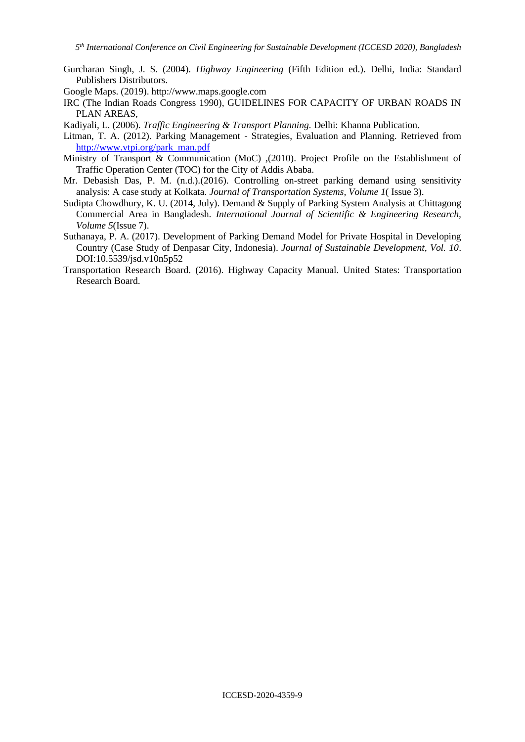Gurcharan Singh, J. S. (2004). *Highway Engineering* (Fifth Edition ed.). Delhi, India: Standard Publishers Distributors.

Google Maps. (2019). http://www.maps.google.com

IRC (The Indian Roads Congress 1990), GUIDELINES FOR CAPACITY OF URBAN ROADS IN PLAN AREAS,

Kadiyali, L. (2006). *Traffic Engineering & Transport Planning.* Delhi: Khanna Publication.

Litman, T. A. (2012). Parking Management - Strategies, Evaluation and Planning. Retrieved from http://www.vtpi.org/park_man.pdf

Ministry of Transport & Communication (MoC) ,(2010). Project Profile on the Establishment of Traffic Operation Center (TOC) for the City of Addis Ababa.

Mr. Debasish Das, P. M. (n.d.).(2016). Controlling on-street parking demand using sensitivity analysis: A case study at Kolkata. *Journal of Transportation Systems, Volume 1*( Issue 3).

Sudipta Chowdhury, K. U. (2014, July). Demand & Supply of Parking System Analysis at Chittagong Commercial Area in Bangladesh. *International Journal of Scientific & Engineering Research, Volume 5*(Issue 7).

Suthanaya, P. A. (2017). Development of Parking Demand Model for Private Hospital in Developing Country (Case Study of Denpasar City, Indonesia). *Journal of Sustainable Development, Vol. 10*. DOI:10.5539/jsd.v10n5p52

Transportation Research Board. (2016). Highway Capacity Manual. United States: Transportation Research Board.